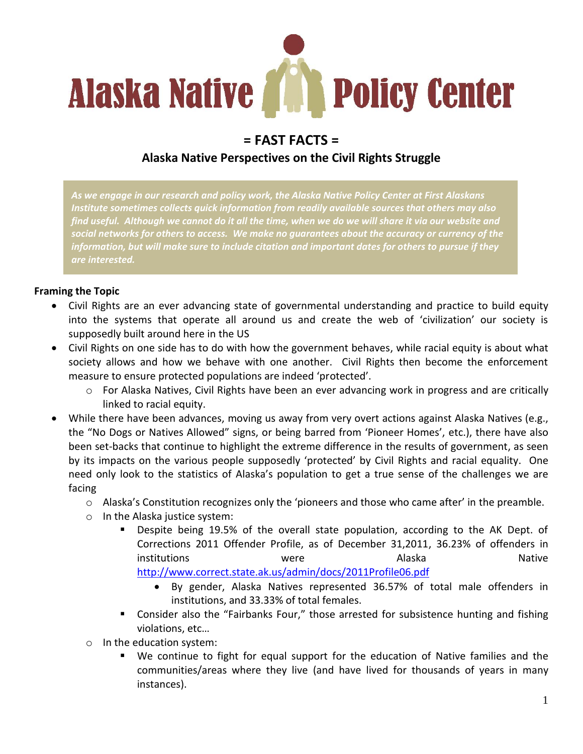# Alaska Native Policy Center

## = FAST FACTS =

### Alaska Native Perspectives on the Civil Rights Struggle

*As we engage in our research and policy work, the Alaska Native Policy Center at First Alaskans Institute sometimes collects quick information from readily available sources that others may also find useful. Although we cannot do it all the time, when we do we will share it via our website and social networks for others to access. We make no guarantees about the accuracy or currency of the information, but will make sure to include citation and important dates for others to pursue if they are interested.*

**Framing the Topic**

- Civil Rights are an ever advancing state of governmental understanding and practice to build equity into the systems that operate all around us and create the web of 'civilization' our society is supposedly built around here in the US
- Civil Rights on one side has to do with how the government behaves, while racial equity is about what society allows and how we behave with one another. Civil Rights then become the enforcement measure to ensure protected populations are indeed 'protected'.
  - For Alaska Natives, Civil Rights have been an ever advancing work in progress and are critically linked to racial equity.
- While there have been advances, moving us away from very overt actions against Alaska Natives (e.g., the "No Dogs or Natives Allowed" signs, or being barred from 'Pioneer Homes', etc.), there have also been set-backs that continue to highlight the extreme difference in the results of government, as seen by its impacts on the various people supposedly 'protected' by Civil Rights and racial equality. One need only look to the statistics of Alaska's population to get a true sense of the challenges we are facing
  - Alaska's Constitution recognizes only the 'pioneers and those who came after' in the preamble.
  - In the Alaska justice system:
    - Despite being 19.5% of the overall state population, according to the AK Dept. of Corrections 2011 Offender Profile, as of December 31,2011, 36.23% of offenders in institutions were Alaska Native http://www.correct.state.ak.us/admin/docs/2011Profile06.pdf
      - By gender, Alaska Natives represented 36.57% of total male offenders in institutions, and 33.33% of total females.
    - Consider also the "Fairbanks Four," those arrested for subsistence hunting and fishing violations, etc…
  - In the education system:
    - We continue to fight for equal support for the education of Native families and the communities/areas where they live (and have lived for thousands of years in many instances).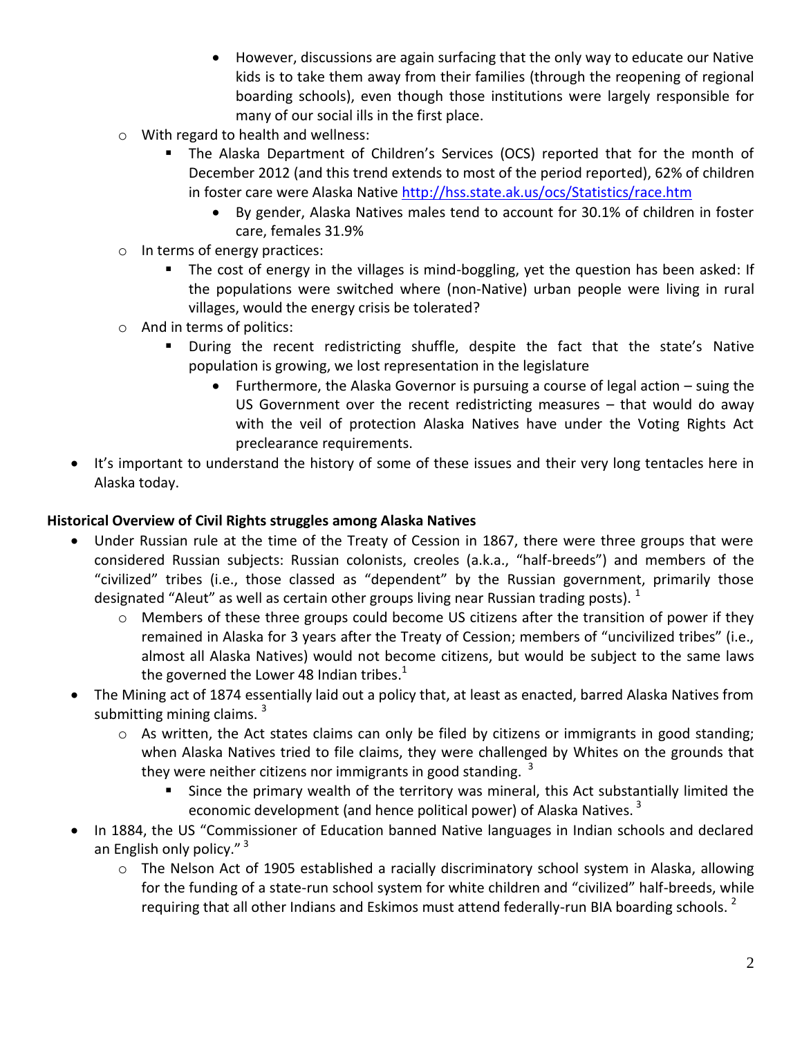- However, discussions are again surfacing that the only way to educate our Native kids is to take them away from their families (through the reopening of regional boarding schools), even though those institutions were largely responsible for many of our social ills in the first place.
  - With regard to health and wellness:
    - The Alaska Department of Children's Services (OCS) reported that for the month of December 2012 (and this trend extends to most of the period reported), 62% of children in foster care were Alaska Native http://hss.state.ak.us/ocs/Statistics/race.htm
      - By gender, Alaska Natives males tend to account for 30.1% of children in foster care, females 31.9%
  - In terms of energy practices:
    - The cost of energy in the villages is mind-boggling, yet the question has been asked: If the populations were switched where (non-Native) urban people were living in rural villages, would the energy crisis be tolerated?
  - And in terms of politics:
    - During the recent redistricting shuffle, despite the fact that the state's Native population is growing, we lost representation in the legislature
      - Furthermore, the Alaska Governor is pursuing a course of legal action – suing the US Government over the recent redistricting measures – that would do away with the veil of protection Alaska Natives have under the Voting Rights Act preclearance requirements.
- It's important to understand the history of some of these issues and their very long tentacles here in Alaska today.

**Historical Overview of Civil Rights struggles among Alaska Natives**

- Under Russian rule at the time of the Treaty of Cession in 1867, there were three groups that were considered Russian subjects: Russian colonists, creoles (a.k.a., "half-breeds") and members of the "civilized" tribes (i.e., those classed as "dependent" by the Russian government, primarily those designated "Aleut" as well as certain other groups living near Russian trading posts). [1]
  - Members of these three groups could become US citizens after the transition of power if they remained in Alaska for 3 years after the Treaty of Cession; members of "uncivilized tribes" (i.e., almost all Alaska Natives) would not become citizens, but would be subject to the same laws the governed the Lower 48 Indian tribes.[1]
- The Mining act of 1874 essentially laid out a policy that, at least as enacted, barred Alaska Natives from submitting mining claims. [3]
  - As written, the Act states claims can only be filed by citizens or immigrants in good standing; when Alaska Natives tried to file claims, they were challenged by Whites on the grounds that they were neither citizens nor immigrants in good standing. [3]
    - Since the primary wealth of the territory was mineral, this Act substantially limited the economic development (and hence political power) of Alaska Natives. [3]
- In 1884, the US "Commissioner of Education banned Native languages in Indian schools and declared an English only policy." [3]
  - The Nelson Act of 1905 established a racially discriminatory school system in Alaska, allowing for the funding of a state-run school system for white children and "civilized" half-breeds, while requiring that all other Indians and Eskimos must attend federally-run BIA boarding schools. [2]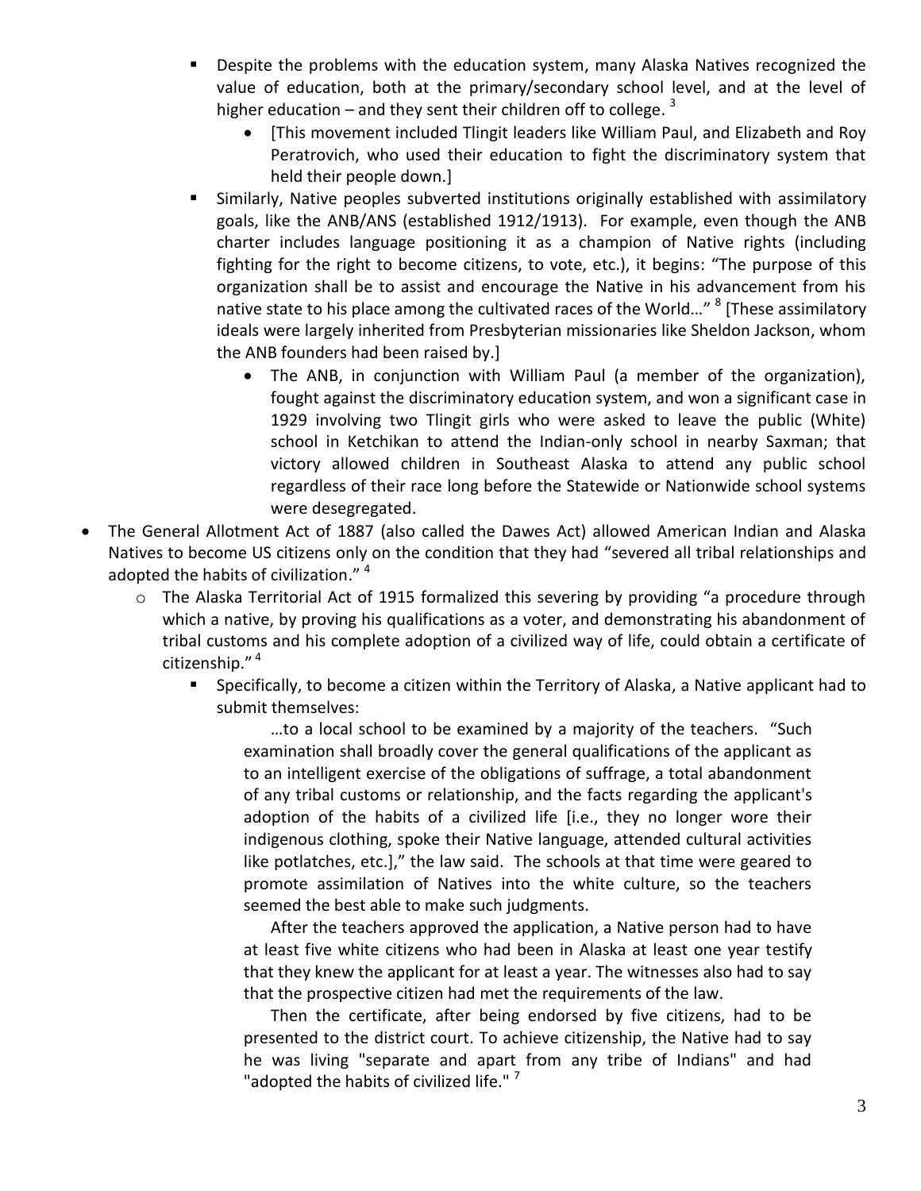- Despite the problems with the education system, many Alaska Natives recognized the value of education, both at the primary/secondary school level, and at the level of higher education – and they sent their children off to college. [3]
            - [This movement included Tlingit leaders like William Paul, and Elizabeth and Roy Peratrovich, who used their education to fight the discriminatory system that held their people down.]
        - Similarly, Native peoples subverted institutions originally established with assimilatory goals, like the ANB/ANS (established 1912/1913). For example, even though the ANB charter includes language positioning it as a champion of Native rights (including fighting for the right to become citizens, to vote, etc.), it begins: "The purpose of this organization shall be to assist and encourage the Native in his advancement from his native state to his place among the cultivated races of the World…" [8] [These assimilatory ideals were largely inherited from Presbyterian missionaries like Sheldon Jackson, whom the ANB founders had been raised by.]
            - The ANB, in conjunction with William Paul (a member of the organization), fought against the discriminatory education system, and won a significant case in 1929 involving two Tlingit girls who were asked to leave the public (White) school in Ketchikan to attend the Indian-only school in nearby Saxman; that victory allowed children in Southeast Alaska to attend any public school regardless of their race long before the Statewide or Nationwide school systems were desegregated.

- The General Allotment Act of 1887 (also called the Dawes Act) allowed American Indian and Alaska Natives to become US citizens only on the condition that they had "severed all tribal relationships and adopted the habits of civilization." [4]
    - The Alaska Territorial Act of 1915 formalized this severing by providing "a procedure through which a native, by proving his qualifications as a voter, and demonstrating his abandonment of tribal customs and his complete adoption of a civilized way of life, could obtain a certificate of citizenship." [4]
        - Specifically, to become a citizen within the Territory of Alaska, a Native applicant had to submit themselves:

> …to a local school to be examined by a majority of the teachers. "Such examination shall broadly cover the general qualifications of the applicant as to an intelligent exercise of the obligations of suffrage, a total abandonment of any tribal customs or relationship, and the facts regarding the applicant's adoption of the habits of a civilized life [i.e., they no longer wore their indigenous clothing, spoke their Native language, attended cultural activities like potlatches, etc.]," the law said. The schools at that time were geared to promote assimilation of Natives into the white culture, so the teachers seemed the best able to make such judgments.
>
> After the teachers approved the application, a Native person had to have at least five white citizens who had been in Alaska at least one year testify that they knew the applicant for at least a year. The witnesses also had to say that the prospective citizen had met the requirements of the law.
>
> Then the certificate, after being endorsed by five citizens, had to be presented to the district court. To achieve citizenship, the Native had to say he was living "separate and apart from any tribe of Indians" and had "adopted the habits of civilized life." [7]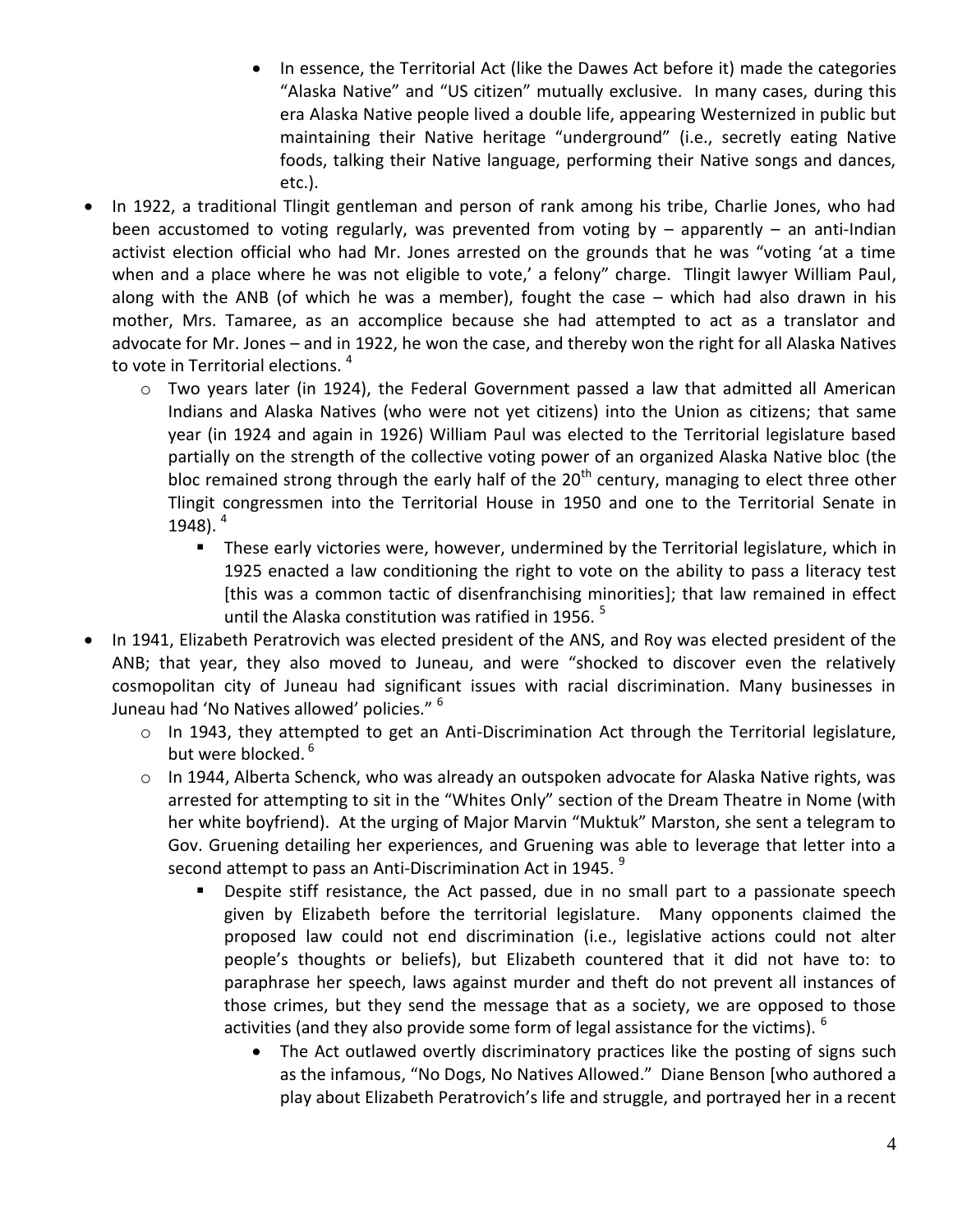- In essence, the Territorial Act (like the Dawes Act before it) made the categories "Alaska Native" and "US citizen" mutually exclusive. In many cases, during this era Alaska Native people lived a double life, appearing Westernized in public but maintaining their Native heritage "underground" (i.e., secretly eating Native foods, talking their Native language, performing their Native songs and dances, etc.).

- In 1922, a traditional Tlingit gentleman and person of rank among his tribe, Charlie Jones, who had been accustomed to voting regularly, was prevented from voting by – apparently – an anti-Indian activist election official who had Mr. Jones arrested on the grounds that he was "voting 'at a time when and a place where he was not eligible to vote,' a felony" charge. Tlingit lawyer William Paul, along with the ANB (of which he was a member), fought the case – which had also drawn in his mother, Mrs. Tamaree, as an accomplice because she had attempted to act as a translator and advocate for Mr. Jones – and in 1922, he won the case, and thereby won the right for all Alaska Natives to vote in Territorial elections. [4]
    - Two years later (in 1924), the Federal Government passed a law that admitted all American Indians and Alaska Natives (who were not yet citizens) into the Union as citizens; that same year (in 1924 and again in 1926) William Paul was elected to the Territorial legislature based partially on the strength of the collective voting power of an organized Alaska Native bloc (the bloc remained strong through the early half of the 20th century, managing to elect three other Tlingit congressmen into the Territorial House in 1950 and one to the Territorial Senate in 1948). [4]
        - These early victories were, however, undermined by the Territorial legislature, which in 1925 enacted a law conditioning the right to vote on the ability to pass a literacy test [this was a common tactic of disenfranchising minorities]; that law remained in effect until the Alaska constitution was ratified in 1956. [5]

- In 1941, Elizabeth Peratrovich was elected president of the ANS, and Roy was elected president of the ANB; that year, they also moved to Juneau, and were "shocked to discover even the relatively cosmopolitan city of Juneau had significant issues with racial discrimination. Many businesses in Juneau had 'No Natives allowed' policies." [6]
    - In 1943, they attempted to get an Anti-Discrimination Act through the Territorial legislature, but were blocked. [6]
    - In 1944, Alberta Schenck, who was already an outspoken advocate for Alaska Native rights, was arrested for attempting to sit in the "Whites Only" section of the Dream Theatre in Nome (with her white boyfriend). At the urging of Major Marvin "Muktuk" Marston, she sent a telegram to Gov. Gruening detailing her experiences, and Gruening was able to leverage that letter into a second attempt to pass an Anti-Discrimination Act in 1945. [9]
        - Despite stiff resistance, the Act passed, due in no small part to a passionate speech given by Elizabeth before the territorial legislature. Many opponents claimed the proposed law could not end discrimination (i.e., legislative actions could not alter people's thoughts or beliefs), but Elizabeth countered that it did not have to: to paraphrase her speech, laws against murder and theft do not prevent all instances of those crimes, but they send the message that as a society, we are opposed to those activities (and they also provide some form of legal assistance for the victims). [6]
            - The Act outlawed overtly discriminatory practices like the posting of signs such as the infamous, "No Dogs, No Natives Allowed." Diane Benson [who authored a play about Elizabeth Peratrovich's life and struggle, and portrayed her in a recent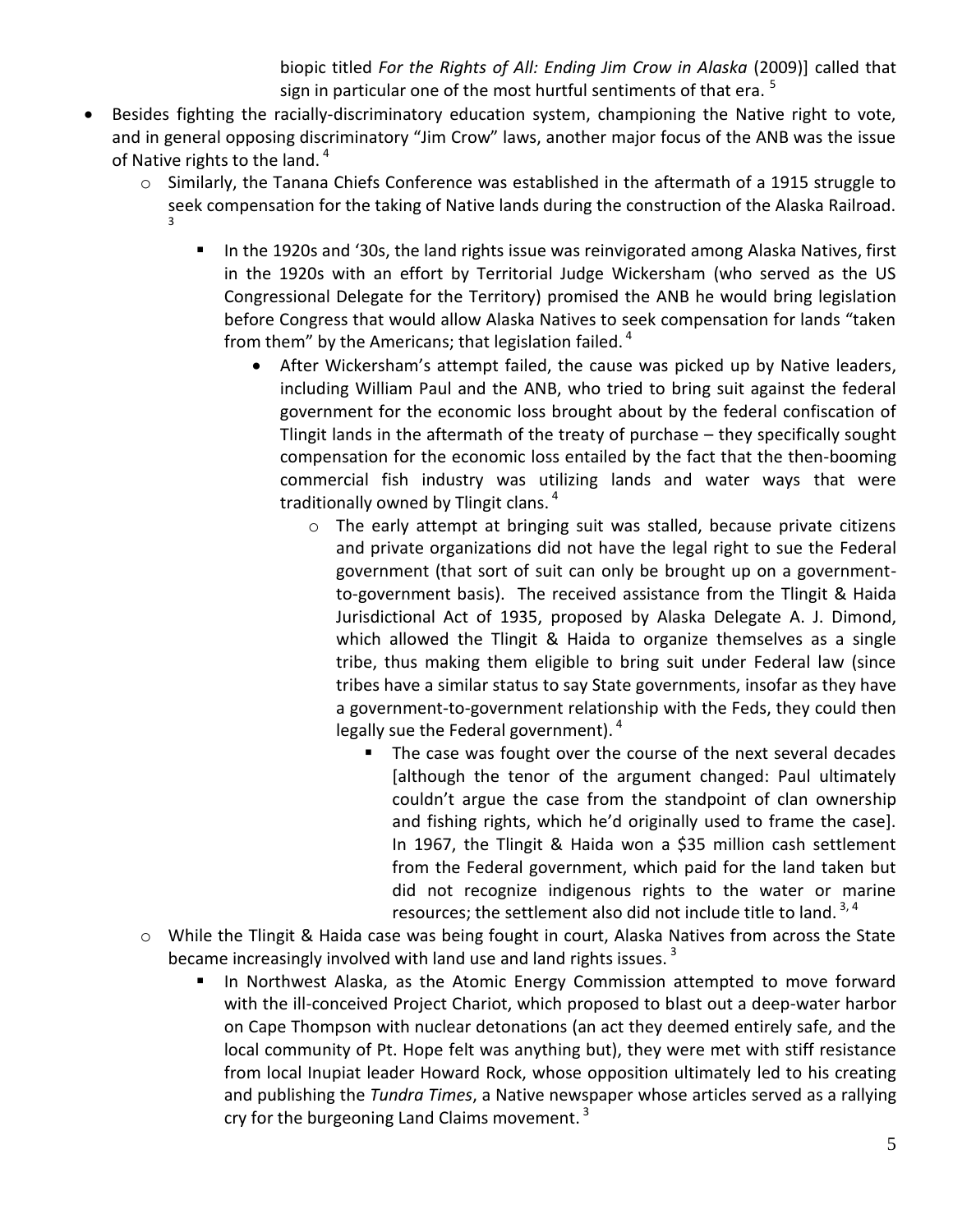biopic titled *For the Rights of All: Ending Jim Crow in Alaska* (2009)] called that sign in particular one of the most hurtful sentiments of that era. [5]

- Besides fighting the racially-discriminatory education system, championing the Native right to vote, and in general opposing discriminatory "Jim Crow" laws, another major focus of the ANB was the issue of Native rights to the land. [4]
  - Similarly, the Tanana Chiefs Conference was established in the aftermath of a 1915 struggle to seek compensation for the taking of Native lands during the construction of the Alaska Railroad. [3]
    - In the 1920s and '30s, the land rights issue was reinvigorated among Alaska Natives, first in the 1920s with an effort by Territorial Judge Wickersham (who served as the US Congressional Delegate for the Territory) promised the ANB he would bring legislation before Congress that would allow Alaska Natives to seek compensation for lands "taken from them" by the Americans; that legislation failed. [4]
      - After Wickersham's attempt failed, the cause was picked up by Native leaders, including William Paul and the ANB, who tried to bring suit against the federal government for the economic loss brought about by the federal confiscation of Tlingit lands in the aftermath of the treaty of purchase – they specifically sought compensation for the economic loss entailed by the fact that the then-booming commercial fish industry was utilizing lands and water ways that were traditionally owned by Tlingit clans. [4]
        - The early attempt at bringing suit was stalled, because private citizens and private organizations did not have the legal right to sue the Federal government (that sort of suit can only be brought up on a government-to-government basis). The received assistance from the Tlingit & Haida Jurisdictional Act of 1935, proposed by Alaska Delegate A. J. Dimond, which allowed the Tlingit & Haida to organize themselves as a single tribe, thus making them eligible to bring suit under Federal law (since tribes have a similar status to say State governments, insofar as they have a government-to-government relationship with the Feds, they could then legally sue the Federal government). [4]
          - The case was fought over the course of the next several decades [although the tenor of the argument changed: Paul ultimately couldn't argue the case from the standpoint of clan ownership and fishing rights, which he'd originally used to frame the case]. In 1967, the Tlingit & Haida won a $35 million cash settlement from the Federal government, which paid for the land taken but did not recognize indigenous rights to the water or marine resources; the settlement also did not include title to land. [3, 4]
  - While the Tlingit & Haida case was being fought in court, Alaska Natives from across the State became increasingly involved with land use and land rights issues. [3]
    - In Northwest Alaska, as the Atomic Energy Commission attempted to move forward with the ill-conceived Project Chariot, which proposed to blast out a deep-water harbor on Cape Thompson with nuclear detonations (an act they deemed entirely safe, and the local community of Pt. Hope felt was anything but), they were met with stiff resistance from local Inupiat leader Howard Rock, whose opposition ultimately led to his creating and publishing the *Tundra Times*, a Native newspaper whose articles served as a rallying cry for the burgeoning Land Claims movement. [3]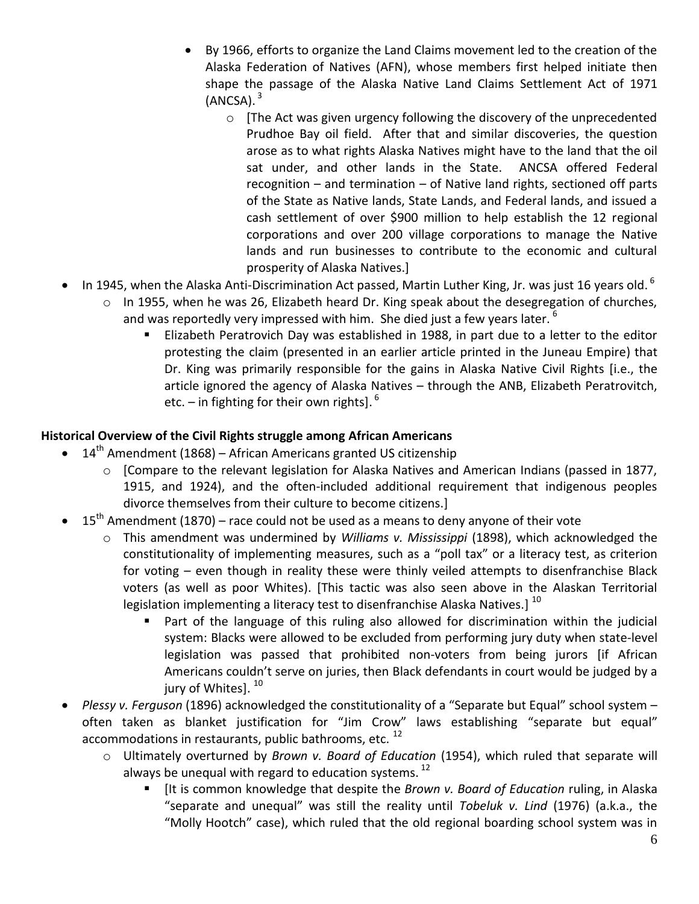- By 1966, efforts to organize the Land Claims movement led to the creation of the Alaska Federation of Natives (AFN), whose members first helped initiate then shape the passage of the Alaska Native Land Claims Settlement Act of 1971 (ANCSA). [3]
    - [The Act was given urgency following the discovery of the unprecedented Prudhoe Bay oil field. After that and similar discoveries, the question arose as to what rights Alaska Natives might have to the land that the oil sat under, and other lands in the State. ANCSA offered Federal recognition – and termination – of Native land rights, sectioned off parts of the State as Native lands, State Lands, and Federal lands, and issued a cash settlement of over $900 million to help establish the 12 regional corporations and over 200 village corporations to manage the Native lands and run businesses to contribute to the economic and cultural prosperity of Alaska Natives.]
- In 1945, when the Alaska Anti-Discrimination Act passed, Martin Luther King, Jr. was just 16 years old. [6]
    - In 1955, when he was 26, Elizabeth heard Dr. King speak about the desegregation of churches, and was reportedly very impressed with him. She died just a few years later. [6]
        - Elizabeth Peratrovich Day was established in 1988, in part due to a letter to the editor protesting the claim (presented in an earlier article printed in the Juneau Empire) that Dr. King was primarily responsible for the gains in Alaska Native Civil Rights [i.e., the article ignored the agency of Alaska Natives – through the ANB, Elizabeth Peratrovitch, etc. – in fighting for their own rights]. [6]

**Historical Overview of the Civil Rights struggle among African Americans**

- 14th Amendment (1868) – African Americans granted US citizenship
    - [Compare to the relevant legislation for Alaska Natives and American Indians (passed in 1877, 1915, and 1924), and the often-included additional requirement that indigenous peoples divorce themselves from their culture to become citizens.]
- 15th Amendment (1870) – race could not be used as a means to deny anyone of their vote
    - This amendment was undermined by *Williams v. Mississippi* (1898), which acknowledged the constitutionality of implementing measures, such as a "poll tax" or a literacy test, as criterion for voting – even though in reality these were thinly veiled attempts to disenfranchise Black voters (as well as poor Whites). [This tactic was also seen above in the Alaskan Territorial legislation implementing a literacy test to disenfranchise Alaska Natives.] [10]
        - Part of the language of this ruling also allowed for discrimination within the judicial system: Blacks were allowed to be excluded from performing jury duty when state-level legislation was passed that prohibited non-voters from being jurors [if African Americans couldn't serve on juries, then Black defendants in court would be judged by a jury of Whites]. [10]
- *Plessy v. Ferguson* (1896) acknowledged the constitutionality of a "Separate but Equal" school system – often taken as blanket justification for "Jim Crow" laws establishing "separate but equal" accommodations in restaurants, public bathrooms, etc. [12]
    - Ultimately overturned by *Brown v. Board of Education* (1954), which ruled that separate will always be unequal with regard to education systems. [12]
        - [It is common knowledge that despite the *Brown v. Board of Education* ruling, in Alaska "separate and unequal" was still the reality until *Tobeluk v. Lind* (1976) (a.k.a., the "Molly Hootch" case), which ruled that the old regional boarding school system was in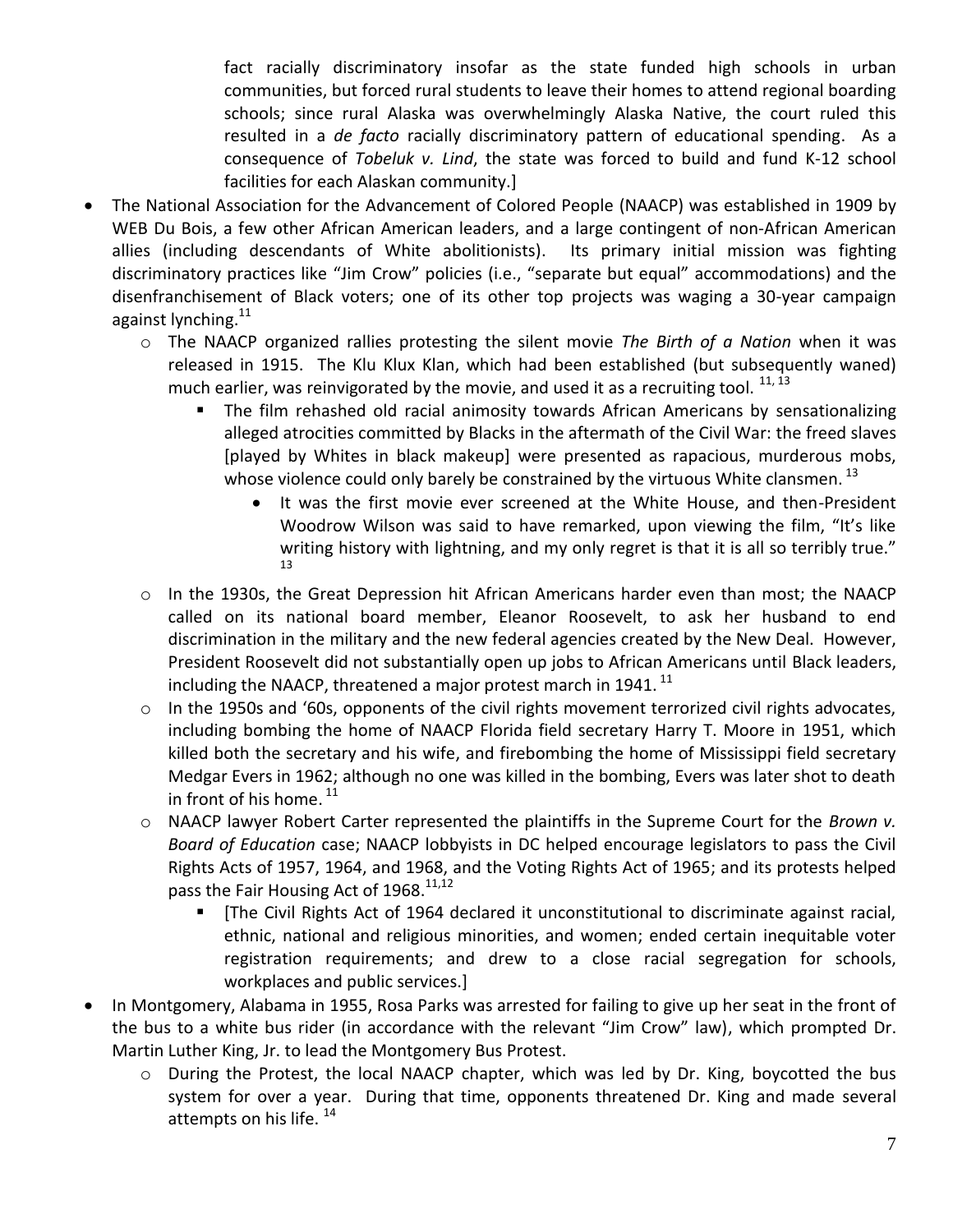fact racially discriminatory insofar as the state funded high schools in urban communities, but forced rural students to leave their homes to attend regional boarding schools; since rural Alaska was overwhelmingly Alaska Native, the court ruled this resulted in a *de facto* racially discriminatory pattern of educational spending. As a consequence of *Tobeluk v. Lind*, the state was forced to build and fund K-12 school facilities for each Alaskan community.]

- The National Association for the Advancement of Colored People (NAACP) was established in 1909 by WEB Du Bois, a few other African American leaders, and a large contingent of non-African American allies (including descendants of White abolitionists). Its primary initial mission was fighting discriminatory practices like "Jim Crow" policies (i.e., "separate but equal" accommodations) and the disenfranchisement of Black voters; one of its other top projects was waging a 30-year campaign against lynching.[11]
  - The NAACP organized rallies protesting the silent movie *The Birth of a Nation* when it was released in 1915. The Klu Klux Klan, which had been established (but subsequently waned) much earlier, was reinvigorated by the movie, and used it as a recruiting tool. [11, 13]
    - The film rehashed old racial animosity towards African Americans by sensationalizing alleged atrocities committed by Blacks in the aftermath of the Civil War: the freed slaves [played by Whites in black makeup] were presented as rapacious, murderous mobs, whose violence could only barely be constrained by the virtuous White clansmen. [13]
      - It was the first movie ever screened at the White House, and then-President Woodrow Wilson was said to have remarked, upon viewing the film, "It's like writing history with lightning, and my only regret is that it is all so terribly true." [13]
  - In the 1930s, the Great Depression hit African Americans harder even than most; the NAACP called on its national board member, Eleanor Roosevelt, to ask her husband to end discrimination in the military and the new federal agencies created by the New Deal. However, President Roosevelt did not substantially open up jobs to African Americans until Black leaders, including the NAACP, threatened a major protest march in 1941. [11]
  - In the 1950s and '60s, opponents of the civil rights movement terrorized civil rights advocates, including bombing the home of NAACP Florida field secretary Harry T. Moore in 1951, which killed both the secretary and his wife, and firebombing the home of Mississippi field secretary Medgar Evers in 1962; although no one was killed in the bombing, Evers was later shot to death in front of his home. [11]
  - NAACP lawyer Robert Carter represented the plaintiffs in the Supreme Court for the *Brown v. Board of Education* case; NAACP lobbyists in DC helped encourage legislators to pass the Civil Rights Acts of 1957, 1964, and 1968, and the Voting Rights Act of 1965; and its protests helped pass the Fair Housing Act of 1968.[11,12]
    - [The Civil Rights Act of 1964 declared it unconstitutional to discriminate against racial, ethnic, national and religious minorities, and women; ended certain inequitable voter registration requirements; and drew to a close racial segregation for schools, workplaces and public services.]
- In Montgomery, Alabama in 1955, Rosa Parks was arrested for failing to give up her seat in the front of the bus to a white bus rider (in accordance with the relevant "Jim Crow" law), which prompted Dr. Martin Luther King, Jr. to lead the Montgomery Bus Protest.
  - During the Protest, the local NAACP chapter, which was led by Dr. King, boycotted the bus system for over a year. During that time, opponents threatened Dr. King and made several attempts on his life. [14]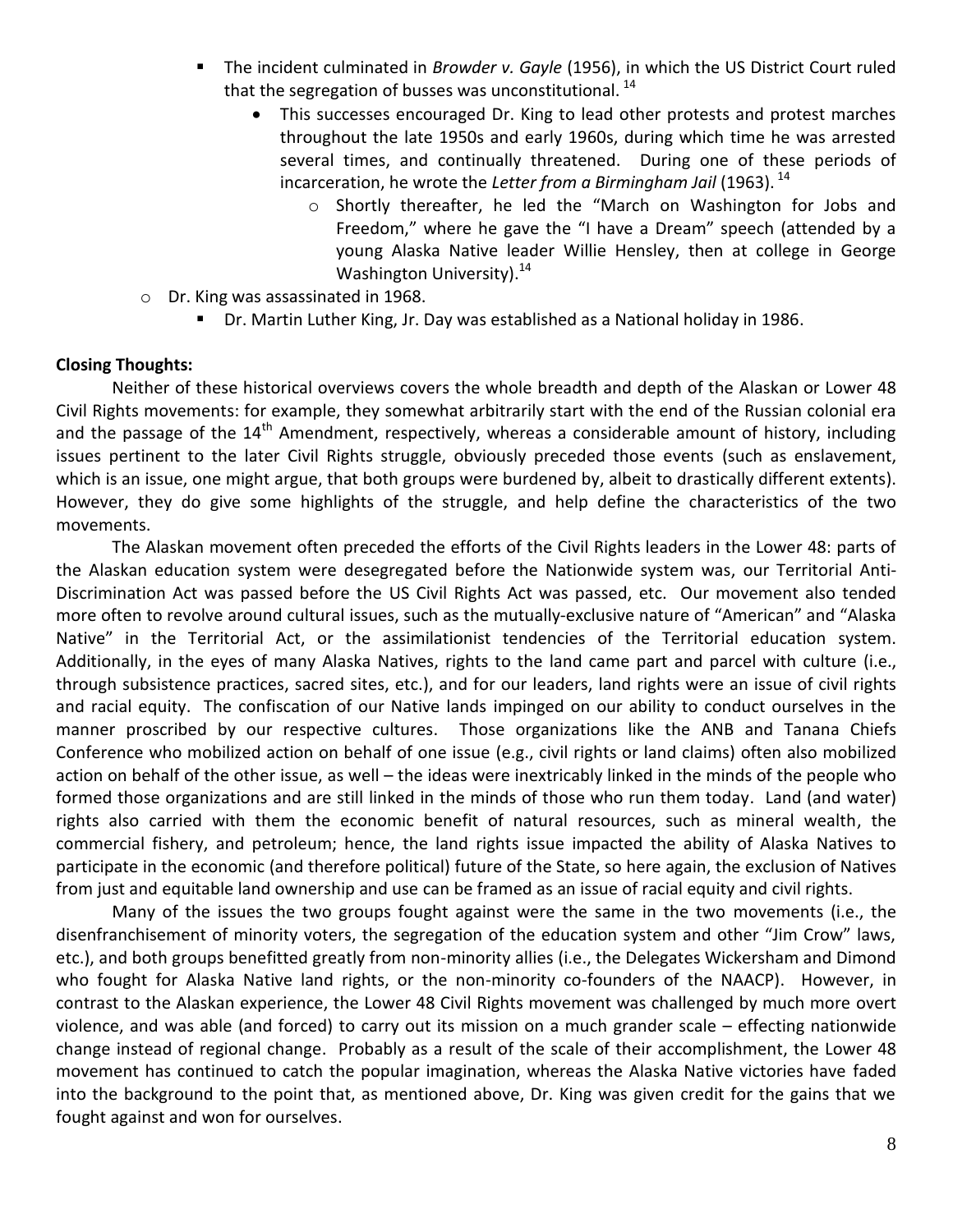- The incident culminated in *Browder v. Gayle* (1956), in which the US District Court ruled that the segregation of busses was unconstitutional. [14]
      - This successes encouraged Dr. King to lead other protests and protest marches throughout the late 1950s and early 1960s, during which time he was arrested several times, and continually threatened. During one of these periods of incarceration, he wrote the *Letter from a Birmingham Jail* (1963). [14]
        - Shortly thereafter, he led the "March on Washington for Jobs and Freedom," where he gave the "I have a Dream" speech (attended by a young Alaska Native leader Willie Hensley, then at college in George Washington University).[14]
  - Dr. King was assassinated in 1968.
    - Dr. Martin Luther King, Jr. Day was established as a National holiday in 1986.

**Closing Thoughts:**

Neither of these historical overviews covers the whole breadth and depth of the Alaskan or Lower 48 Civil Rights movements: for example, they somewhat arbitrarily start with the end of the Russian colonial era and the passage of the 14th Amendment, respectively, whereas a considerable amount of history, including issues pertinent to the later Civil Rights struggle, obviously preceded those events (such as enslavement, which is an issue, one might argue, that both groups were burdened by, albeit to drastically different extents). However, they do give some highlights of the struggle, and help define the characteristics of the two movements.

The Alaskan movement often preceded the efforts of the Civil Rights leaders in the Lower 48: parts of the Alaskan education system were desegregated before the Nationwide system was, our Territorial Anti-Discrimination Act was passed before the US Civil Rights Act was passed, etc. Our movement also tended more often to revolve around cultural issues, such as the mutually-exclusive nature of "American" and "Alaska Native" in the Territorial Act, or the assimilationist tendencies of the Territorial education system. Additionally, in the eyes of many Alaska Natives, rights to the land came part and parcel with culture (i.e., through subsistence practices, sacred sites, etc.), and for our leaders, land rights were an issue of civil rights and racial equity. The confiscation of our Native lands impinged on our ability to conduct ourselves in the manner proscribed by our respective cultures. Those organizations like the ANB and Tanana Chiefs Conference who mobilized action on behalf of one issue (e.g., civil rights or land claims) often also mobilized action on behalf of the other issue, as well – the ideas were inextricably linked in the minds of the people who formed those organizations and are still linked in the minds of those who run them today. Land (and water) rights also carried with them the economic benefit of natural resources, such as mineral wealth, the commercial fishery, and petroleum; hence, the land rights issue impacted the ability of Alaska Natives to participate in the economic (and therefore political) future of the State, so here again, the exclusion of Natives from just and equitable land ownership and use can be framed as an issue of racial equity and civil rights.

Many of the issues the two groups fought against were the same in the two movements (i.e., the disenfranchisement of minority voters, the segregation of the education system and other "Jim Crow" laws, etc.), and both groups benefitted greatly from non-minority allies (i.e., the Delegates Wickersham and Dimond who fought for Alaska Native land rights, or the non-minority co-founders of the NAACP). However, in contrast to the Alaskan experience, the Lower 48 Civil Rights movement was challenged by much more overt violence, and was able (and forced) to carry out its mission on a much grander scale – effecting nationwide change instead of regional change. Probably as a result of the scale of their accomplishment, the Lower 48 movement has continued to catch the popular imagination, whereas the Alaska Native victories have faded into the background to the point that, as mentioned above, Dr. King was given credit for the gains that we fought against and won for ourselves.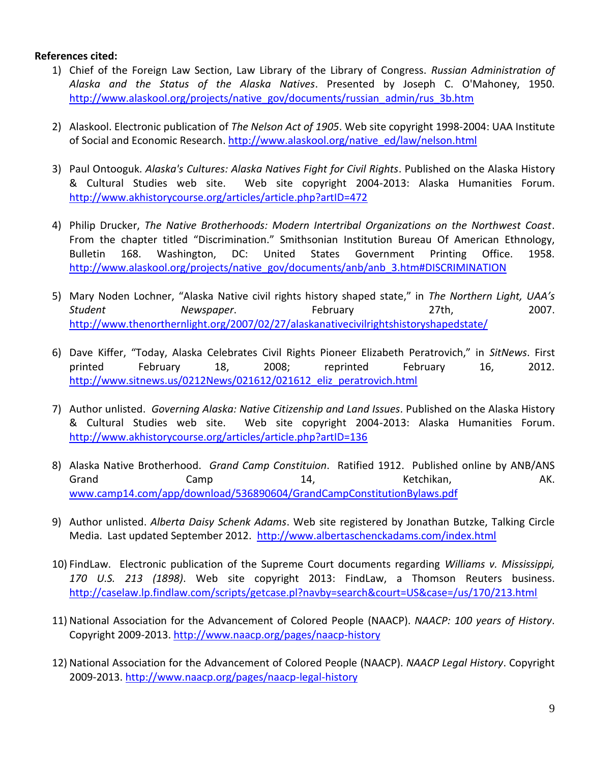**References cited:**

1) Chief of the Foreign Law Section, Law Library of the Library of Congress. *Russian Administration of Alaska and the Status of the Alaska Natives*. Presented by Joseph C. O'Mahoney, 1950. http://www.alaskool.org/projects/native_gov/documents/russian_admin/rus_3b.htm

2) Alaskool. Electronic publication of *The Nelson Act of 1905*. Web site copyright 1998-2004: UAA Institute of Social and Economic Research. http://www.alaskool.org/native_ed/law/nelson.html

3) Paul Ontooguk. *Alaska's Cultures: Alaska Natives Fight for Civil Rights*. Published on the Alaska History & Cultural Studies web site. Web site copyright 2004-2013: Alaska Humanities Forum. http://www.akhistorycourse.org/articles/article.php?artID=472

4) Philip Drucker, *The Native Brotherhoods: Modern Intertribal Organizations on the Northwest Coast*. From the chapter titled "Discrimination." Smithsonian Institution Bureau Of American Ethnology, Bulletin 168. Washington, DC: United States Government Printing Office. 1958. http://www.alaskool.org/projects/native_gov/documents/anb/anb_3.htm#DISCRIMINATION

5) Mary Noden Lochner, "Alaska Native civil rights history shaped state," in *The Northern Light, UAA's Student Newspaper*. February 27th, 2007. http://www.thenorthernlight.org/2007/02/27/alaskanativecivilrightshistoryshapedstate/

6) Dave Kiffer, "Today, Alaska Celebrates Civil Rights Pioneer Elizabeth Peratrovich," in *SitNews*. First printed February 18, 2008; reprinted February 16, 2012. http://www.sitnews.us/0212News/021612/021612_eliz_peratrovich.html

7) Author unlisted. *Governing Alaska: Native Citizenship and Land Issues*. Published on the Alaska History & Cultural Studies web site. Web site copyright 2004-2013: Alaska Humanities Forum. http://www.akhistorycourse.org/articles/article.php?artID=136

8) Alaska Native Brotherhood. *Grand Camp Constituion*. Ratified 1912. Published online by ANB/ANS Grand Camp 14, Ketchikan, AK. www.camp14.com/app/download/536890604/GrandCampConstitutionBylaws.pdf

9) Author unlisted. *Alberta Daisy Schenk Adams*. Web site registered by Jonathan Butzke, Talking Circle Media. Last updated September 2012. http://www.albertaschenckadams.com/index.html

10) FindLaw. Electronic publication of the Supreme Court documents regarding *Williams v. Mississippi, 170 U.S. 213 (1898)*. Web site copyright 2013: FindLaw, a Thomson Reuters business. http://caselaw.lp.findlaw.com/scripts/getcase.pl?navby=search&court=US&case=/us/170/213.html

11) National Association for the Advancement of Colored People (NAACP). *NAACP: 100 years of History*. Copyright 2009-2013. http://www.naacp.org/pages/naacp-history

12) National Association for the Advancement of Colored People (NAACP). *NAACP Legal History*. Copyright 2009-2013. http://www.naacp.org/pages/naacp-legal-history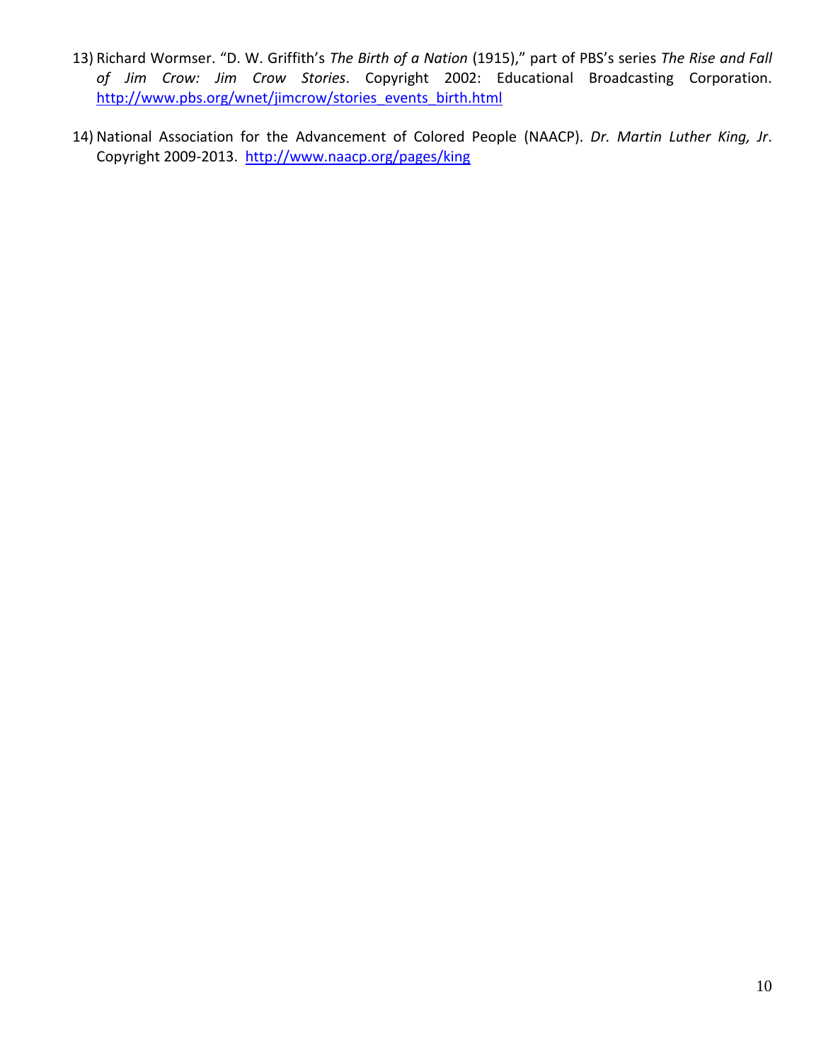13) Richard Wormser. "D. W. Griffith's *The Birth of a Nation* (1915)," part of PBS's series *The Rise and Fall of Jim Crow: Jim Crow Stories*. Copyright 2002: Educational Broadcasting Corporation. http://www.pbs.org/wnet/jimcrow/stories_events_birth.html

14) National Association for the Advancement of Colored People (NAACP). *Dr. Martin Luther King, Jr*. Copyright 2009-2013. http://www.naacp.org/pages/king